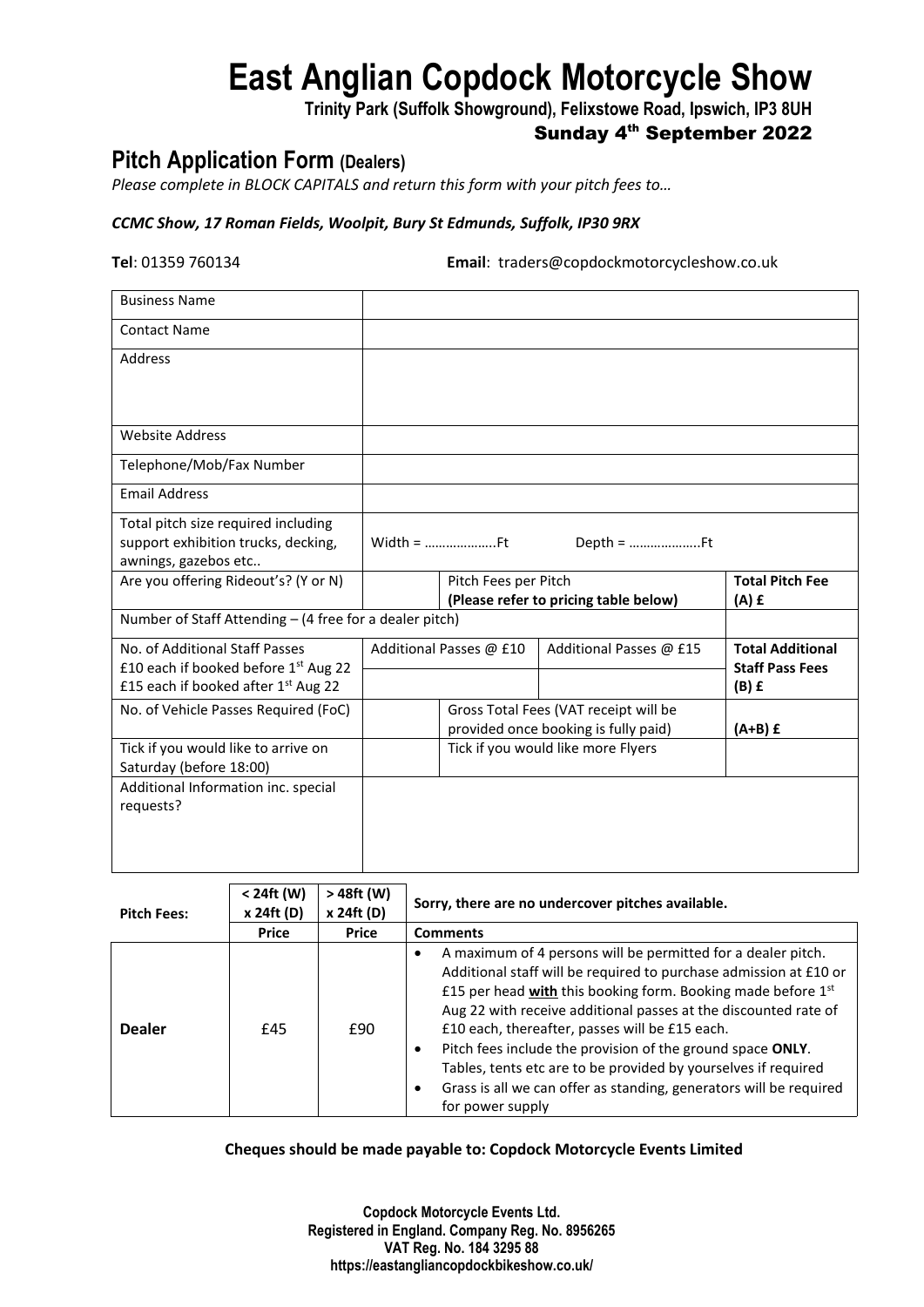# East Anglian Copdock Motorcycle Show

**Trinity Park (Suffolk Showground), Felixstowe Road, Ipswich, IP3 8UH**

**Sunday 4th September 2022**

## Pitch Application Form (Dealers)

*Please complete in BLOCK CAPITALS and return this form with your pitch fees to…*

*CCMC Show, 17 Roman Fields, Woolpit, Bury St Edmunds, Suffolk, IP30 9RX*

**Tel**: 01359 760134 **Email**: traders@copdockmotorcycleshow.co.uk

| | | | | |
|---|---|---|---|---|
| Business Name | | | | |
| Contact Name | | | | |
| Address | | | | |
| Website Address | | | | |
| Telephone/Mob/Fax Number | | | | |
| Email Address | | | | |
| Total pitch size required including support exhibition trucks, decking, awnings, gazebos etc.. | Width = ………………..Ft | | Depth = ………………..Ft | |
| Are you offering Rideout's? (Y or N) | | Pitch Fees per Pitch **(Please refer to pricing table below)** | | **Total Pitch Fee (A) £** |
| Number of Staff Attending – (4 free for a dealer pitch) | | | | |
| No. of Additional Staff Passes £10 each if booked before 1st Aug 22 £15 each if booked after 1st Aug 22 | Additional Passes @ £10 | | Additional Passes @ £15 | **Total Additional Staff Pass Fees (B) £** |
| No. of Vehicle Passes Required (FoC) | | Gross Total Fees (VAT receipt will be provided once booking is fully paid) | | **(A+B) £** |
| Tick if you would like to arrive on Saturday (before 18:00) | | Tick if you would like more Flyers | | |
| Additional Information inc. special requests? | | | | |

| **Pitch Fees:** | **< 24ft (W) x 24ft (D)** | **> 48ft (W) x 24ft (D)** | **Sorry, there are no undercover pitches available.** |
|---|---|---|---|
| | **Price** | **Price** | **Comments** |
| **Dealer** | £45 | £90 | • A maximum of 4 persons will be permitted for a dealer pitch. Additional staff will be required to purchase admission at £10 or £15 per head **with** this booking form. Booking made before 1st Aug 22 with receive additional passes at the discounted rate of £10 each, thereafter, passes will be £15 each.<br>• Pitch fees include the provision of the ground space **ONLY**. Tables, tents etc are to be provided by yourselves if required<br>• Grass is all we can offer as standing, generators will be required for power supply |

**Cheques should be made payable to: Copdock Motorcycle Events Limited**

**Copdock Motorcycle Events Ltd.**
**Registered in England. Company Reg. No. 8956265**
**VAT Reg. No. 184 3295 88**
**https://eastangliancopdockbikeshow.co.uk/**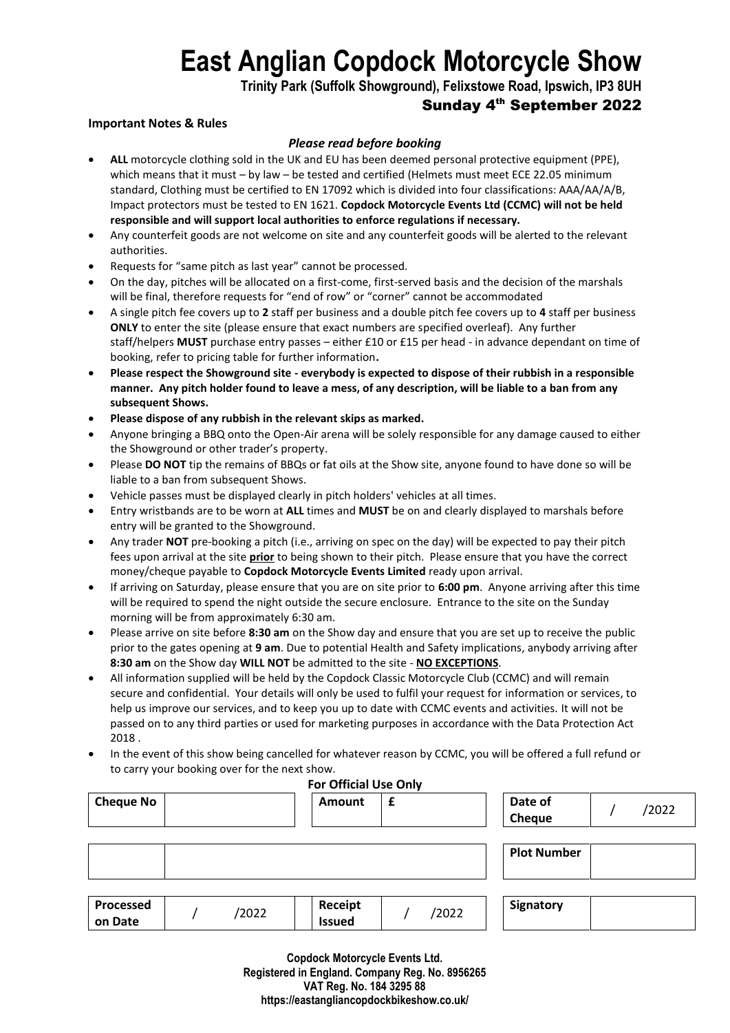# East Anglian Copdock Motorcycle Show

**Trinity Park (Suffolk Showground), Felixstowe Road, Ipswich, IP3 8UH**

**Sunday 4th September 2022**

**Important Notes & Rules**

*Please read before booking*

- **ALL** motorcycle clothing sold in the UK and EU has been deemed personal protective equipment (PPE), which means that it must – by law – be tested and certified (Helmets must meet ECE 22.05 minimum standard, Clothing must be certified to EN 17092 which is divided into four classifications: AAA/AA/A/B, Impact protectors must be tested to EN 1621. **Copdock Motorcycle Events Ltd (CCMC) will not be held responsible and will support local authorities to enforce regulations if necessary.**
- Any counterfeit goods are not welcome on site and any counterfeit goods will be alerted to the relevant authorities.
- Requests for "same pitch as last year" cannot be processed.
- On the day, pitches will be allocated on a first-come, first-served basis and the decision of the marshals will be final, therefore requests for "end of row" or "corner" cannot be accommodated
- A single pitch fee covers up to **2** staff per business and a double pitch fee covers up to **4** staff per business **ONLY** to enter the site (please ensure that exact numbers are specified overleaf). Any further staff/helpers **MUST** purchase entry passes – either £10 or £15 per head - in advance dependant on time of booking, refer to pricing table for further information**.**
- **Please respect the Showground site - everybody is expected to dispose of their rubbish in a responsible manner. Any pitch holder found to leave a mess, of any description, will be liable to a ban from any subsequent Shows.**
- **Please dispose of any rubbish in the relevant skips as marked.**
- Anyone bringing a BBQ onto the Open-Air arena will be solely responsible for any damage caused to either the Showground or other trader's property.
- Please **DO NOT** tip the remains of BBQs or fat oils at the Show site, anyone found to have done so will be liable to a ban from subsequent Shows.
- Vehicle passes must be displayed clearly in pitch holders' vehicles at all times.
- Entry wristbands are to be worn at **ALL** times and **MUST** be on and clearly displayed to marshals before entry will be granted to the Showground.
- Any trader **NOT** pre-booking a pitch (i.e., arriving on spec on the day) will be expected to pay their pitch fees upon arrival at the site **prior** to being shown to their pitch. Please ensure that you have the correct money/cheque payable to **Copdock Motorcycle Events Limited** ready upon arrival.
- If arriving on Saturday, please ensure that you are on site prior to **6:00 pm**. Anyone arriving after this time will be required to spend the night outside the secure enclosure. Entrance to the site on the Sunday morning will be from approximately 6:30 am.
- Please arrive on site before **8:30 am** on the Show day and ensure that you are set up to receive the public prior to the gates opening at **9 am**. Due to potential Health and Safety implications, anybody arriving after **8:30 am** on the Show day **WILL NOT** be admitted to the site - **NO EXCEPTIONS**.
- All information supplied will be held by the Copdock Classic Motorcycle Club (CCMC) and will remain secure and confidential. Your details will only be used to fulfil your request for information or services, to help us improve our services, and to keep you up to date with CCMC events and activities. It will not be passed on to any third parties or used for marketing purposes in accordance with the Data Protection Act 2018 .
- In the event of this show being cancelled for whatever reason by CCMC, you will be offered a full refund or to carry your booking over for the next show.

**For Official Use Only**

| | | | | | |
|---|---|---|---|---|---|
| **Cheque No** | | **Amount** | **£** | **Date of Cheque** | / /2022 |
| | | | | **Plot Number** | |
| **Processed on Date** | / /2022 | **Receipt Issued** | / /2022 | **Signatory** | |

**Copdock Motorcycle Events Ltd.**
**Registered in England. Company Reg. No. 8956265**
**VAT Reg. No. 184 3295 88**
**https://eastangliancopdockbikeshow.co.uk/**